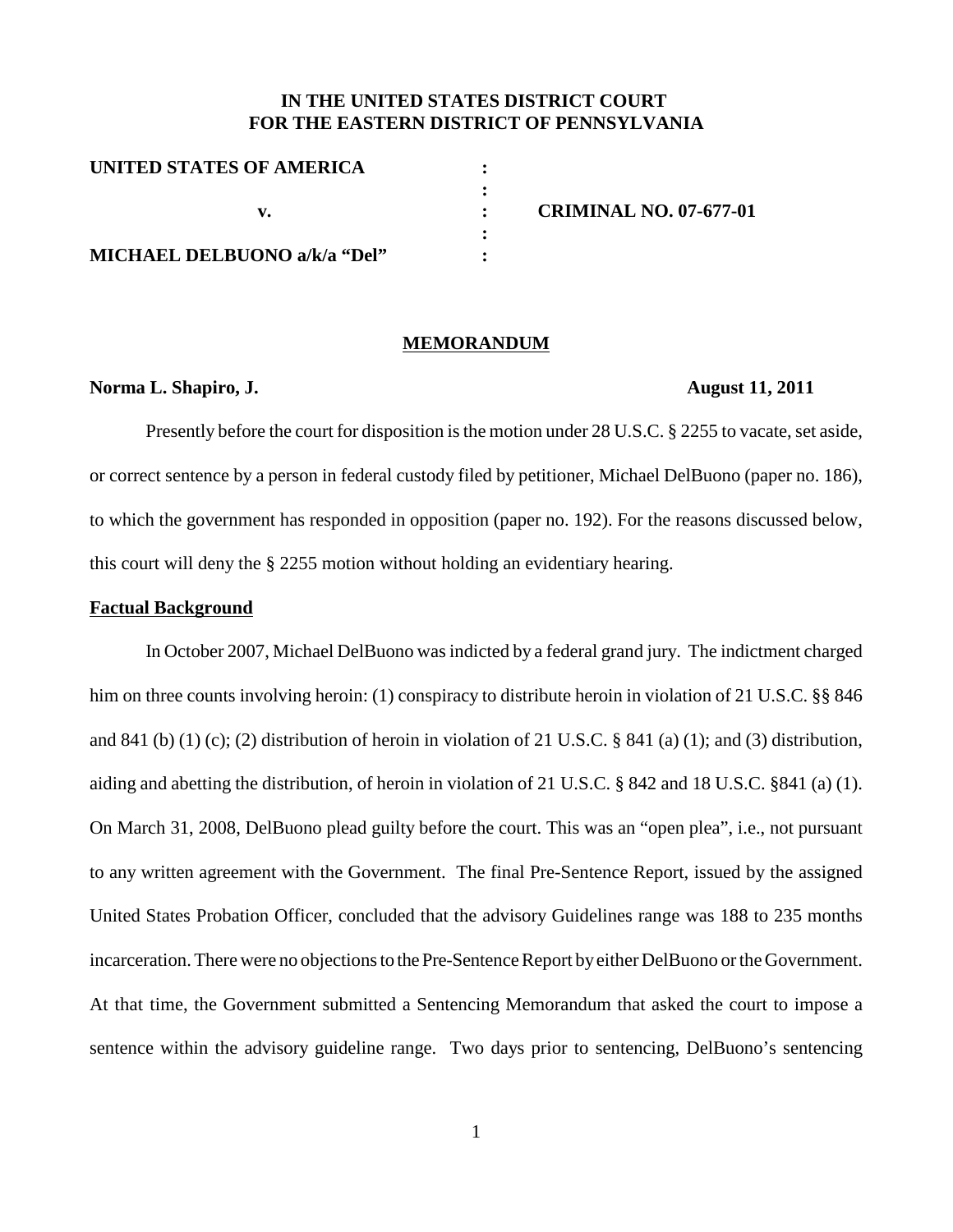**IN THE UNITED STATES DISTRICT COURT**
**FOR THE EASTERN DISTRICT OF PENNSYLVANIA**

| | | |
|---|---|---|
| **UNITED STATES OF AMERICA** | : | |
| | : | |
| **v.** | : | **CRIMINAL NO. 07-677-01** |
| | : | |
| **MICHAEL DELBUONO a/k/a "Del"** | : | |

## MEMORANDUM

**Norma L. Shapiro, J.** **August 11, 2011**

Presently before the court for disposition is the motion under 28 U.S.C. § 2255 to vacate, set aside, or correct sentence by a person in federal custody filed by petitioner, Michael DelBuono (paper no. 186), to which the government has responded in opposition (paper no. 192). For the reasons discussed below, this court will deny the § 2255 motion without holding an evidentiary hearing.

### Factual Background

In October 2007, Michael DelBuono was indicted by a federal grand jury. The indictment charged him on three counts involving heroin: (1) conspiracy to distribute heroin in violation of 21 U.S.C. §§ 846 and 841 (b) (1) (c); (2) distribution of heroin in violation of 21 U.S.C. § 841 (a) (1); and (3) distribution, aiding and abetting the distribution, of heroin in violation of 21 U.S.C. § 842 and 18 U.S.C. §841 (a) (1). On March 31, 2008, DelBuono plead guilty before the court. This was an "open plea", i.e., not pursuant to any written agreement with the Government. The final Pre-Sentence Report, issued by the assigned United States Probation Officer, concluded that the advisory Guidelines range was 188 to 235 months incarceration. There were no objections to the Pre-Sentence Report by either DelBuono or the Government. At that time, the Government submitted a Sentencing Memorandum that asked the court to impose a sentence within the advisory guideline range. Two days prior to sentencing, DelBuono's sentencing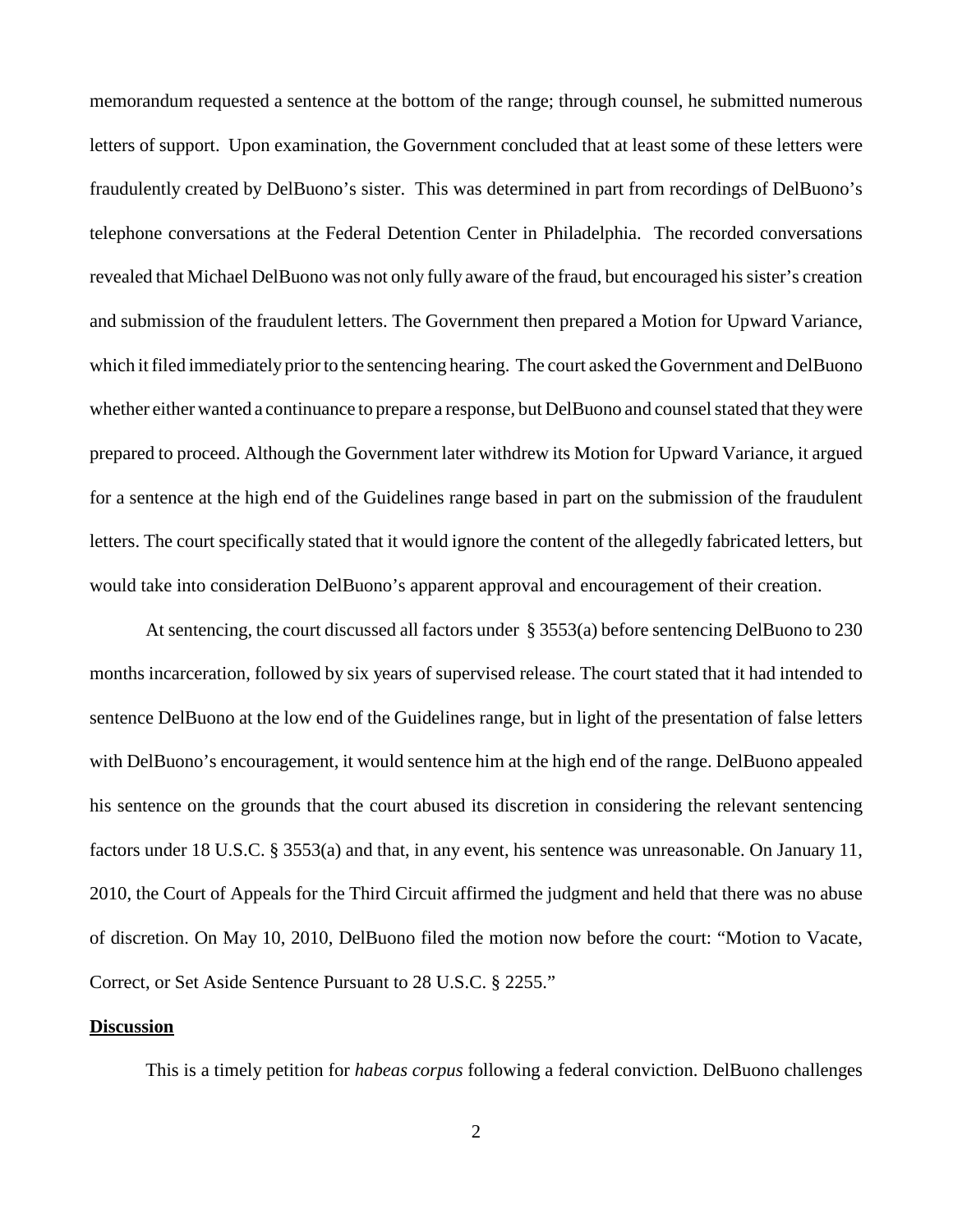memorandum requested a sentence at the bottom of the range; through counsel, he submitted numerous letters of support. Upon examination, the Government concluded that at least some of these letters were fraudulently created by DelBuono's sister. This was determined in part from recordings of DelBuono's telephone conversations at the Federal Detention Center in Philadelphia. The recorded conversations revealed that Michael DelBuono was not only fully aware of the fraud, but encouraged his sister's creation and submission of the fraudulent letters. The Government then prepared a Motion for Upward Variance, which it filed immediately prior to the sentencing hearing. The court asked the Government and DelBuono whether either wanted a continuance to prepare a response, but DelBuono and counsel stated that they were prepared to proceed. Although the Government later withdrew its Motion for Upward Variance, it argued for a sentence at the high end of the Guidelines range based in part on the submission of the fraudulent letters. The court specifically stated that it would ignore the content of the allegedly fabricated letters, but would take into consideration DelBuono's apparent approval and encouragement of their creation.

At sentencing, the court discussed all factors under § 3553(a) before sentencing DelBuono to 230 months incarceration, followed by six years of supervised release. The court stated that it had intended to sentence DelBuono at the low end of the Guidelines range, but in light of the presentation of false letters with DelBuono's encouragement, it would sentence him at the high end of the range. DelBuono appealed his sentence on the grounds that the court abused its discretion in considering the relevant sentencing factors under 18 U.S.C. § 3553(a) and that, in any event, his sentence was unreasonable. On January 11, 2010, the Court of Appeals for the Third Circuit affirmed the judgment and held that there was no abuse of discretion. On May 10, 2010, DelBuono filed the motion now before the court: "Motion to Vacate, Correct, or Set Aside Sentence Pursuant to 28 U.S.C. § 2255."

**Discussion**

This is a timely petition for *habeas corpus* following a federal conviction. DelBuono challenges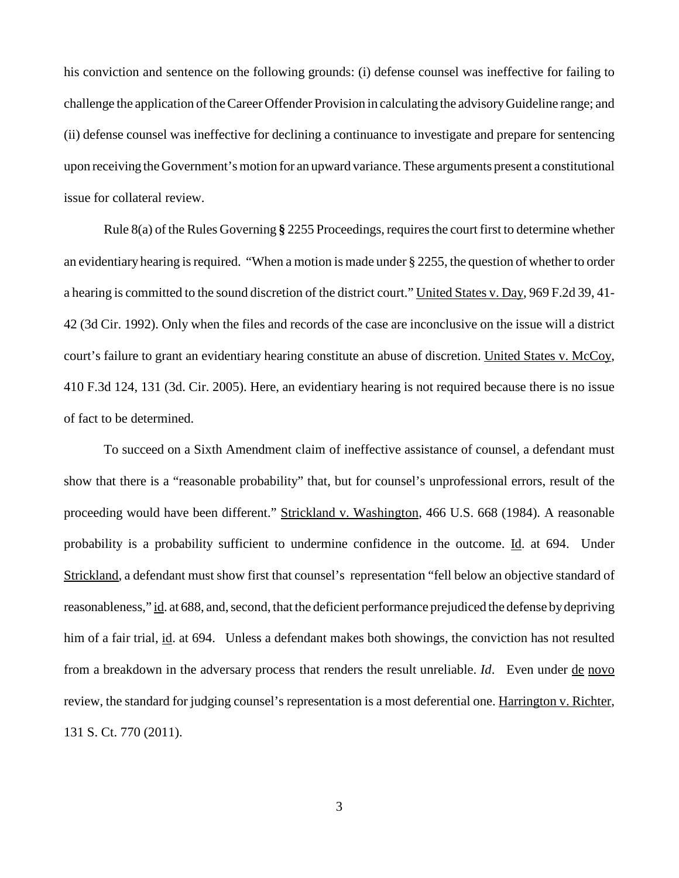his conviction and sentence on the following grounds: (i) defense counsel was ineffective for failing to challenge the application of the Career Offender Provision in calculating the advisory Guideline range; and (ii) defense counsel was ineffective for declining a continuance to investigate and prepare for sentencing upon receiving the Government's motion for an upward variance. These arguments present a constitutional issue for collateral review.

Rule 8(a) of the Rules Governing **§** 2255 Proceedings, requires the court first to determine whether an evidentiary hearing is required. "When a motion is made under § 2255, the question of whether to order a hearing is committed to the sound discretion of the district court." United States v. Day, 969 F.2d 39, 41-42 (3d Cir. 1992). Only when the files and records of the case are inconclusive on the issue will a district court's failure to grant an evidentiary hearing constitute an abuse of discretion. United States v. McCoy, 410 F.3d 124, 131 (3d. Cir. 2005). Here, an evidentiary hearing is not required because there is no issue of fact to be determined.

To succeed on a Sixth Amendment claim of ineffective assistance of counsel, a defendant must show that there is a "reasonable probability" that, but for counsel's unprofessional errors, result of the proceeding would have been different." Strickland v. Washington, 466 U.S. 668 (1984). A reasonable probability is a probability sufficient to undermine confidence in the outcome. Id. at 694. Under Strickland, a defendant must show first that counsel's representation "fell below an objective standard of reasonableness," id. at 688, and, second, that the deficient performance prejudiced the defense by depriving him of a fair trial, id. at 694. Unless a defendant makes both showings, the conviction has not resulted from a breakdown in the adversary process that renders the result unreliable. *Id*. Even under de novo review, the standard for judging counsel's representation is a most deferential one. Harrington v. Richter, 131 S. Ct. 770 (2011).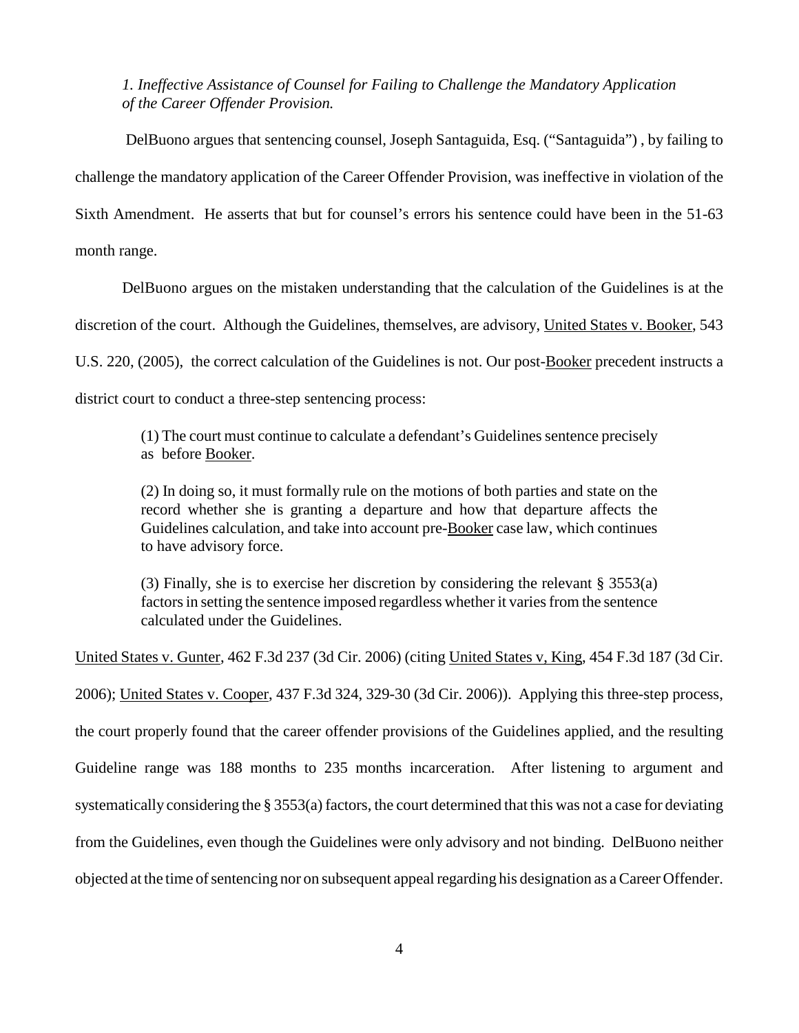*1. Ineffective Assistance of Counsel for Failing to Challenge the Mandatory Application of the Career Offender Provision.*

DelBuono argues that sentencing counsel, Joseph Santaguida, Esq. ("Santaguida") , by failing to challenge the mandatory application of the Career Offender Provision, was ineffective in violation of the Sixth Amendment. He asserts that but for counsel's errors his sentence could have been in the 51-63 month range.

DelBuono argues on the mistaken understanding that the calculation of the Guidelines is at the discretion of the court. Although the Guidelines, themselves, are advisory, United States v. Booker, 543 U.S. 220, (2005), the correct calculation of the Guidelines is not. Our post-Booker precedent instructs a district court to conduct a three-step sentencing process:

> (1) The court must continue to calculate a defendant's Guidelines sentence precisely as before Booker.
>
> (2) In doing so, it must formally rule on the motions of both parties and state on the record whether she is granting a departure and how that departure affects the Guidelines calculation, and take into account pre-Booker case law, which continues to have advisory force.
>
> (3) Finally, she is to exercise her discretion by considering the relevant § 3553(a) factors in setting the sentence imposed regardless whether it varies from the sentence calculated under the Guidelines.

United States v. Gunter, 462 F.3d 237 (3d Cir. 2006) (citing United States v, King, 454 F.3d 187 (3d Cir. 2006); United States v. Cooper, 437 F.3d 324, 329-30 (3d Cir. 2006)). Applying this three-step process, the court properly found that the career offender provisions of the Guidelines applied, and the resulting Guideline range was 188 months to 235 months incarceration. After listening to argument and systematically considering the § 3553(a) factors, the court determined that this was not a case for deviating from the Guidelines, even though the Guidelines were only advisory and not binding. DelBuono neither objected at the time of sentencing nor on subsequent appeal regarding his designation as a Career Offender.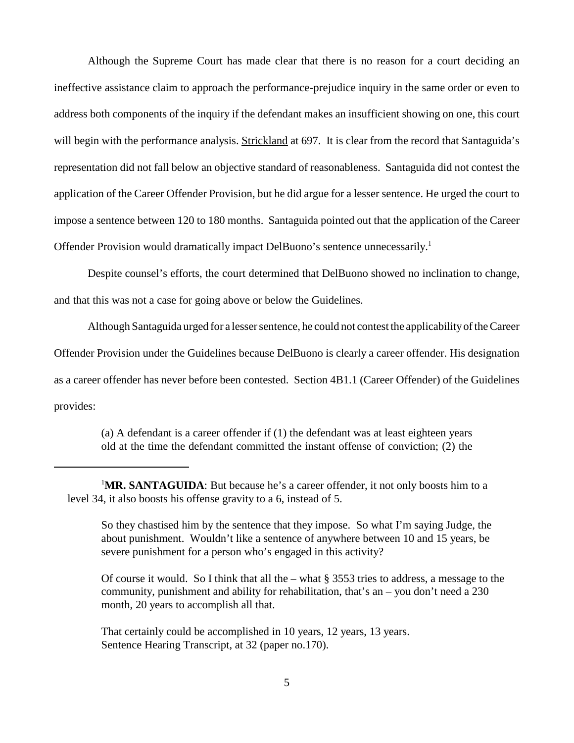Although the Supreme Court has made clear that there is no reason for a court deciding an ineffective assistance claim to approach the performance-prejudice inquiry in the same order or even to address both components of the inquiry if the defendant makes an insufficient showing on one, this court will begin with the performance analysis. Strickland at 697. It is clear from the record that Santaguida's representation did not fall below an objective standard of reasonableness. Santaguida did not contest the application of the Career Offender Provision, but he did argue for a lesser sentence. He urged the court to impose a sentence between 120 to 180 months. Santaguida pointed out that the application of the Career Offender Provision would dramatically impact DelBuono's sentence unnecessarily.[1]

Despite counsel's efforts, the court determined that DelBuono showed no inclination to change, and that this was not a case for going above or below the Guidelines.

Although Santaguida urged for a lesser sentence, he could not contest the applicability of the Career Offender Provision under the Guidelines because DelBuono is clearly a career offender. His designation as a career offender has never before been contested. Section 4B1.1 (Career Offender) of the Guidelines provides:

> (a) A defendant is a career offender if (1) the defendant was at least eighteen years old at the time the defendant committed the instant offense of conviction; (2) the

---

[1]**MR. SANTAGUIDA**: But because he's a career offender, it not only boosts him to a level 34, it also boosts his offense gravity to a 6, instead of 5.

> So they chastised him by the sentence that they impose. So what I'm saying Judge, the about punishment. Wouldn't like a sentence of anywhere between 10 and 15 years, be severe punishment for a person who's engaged in this activity?
>
> Of course it would. So I think that all the – what § 3553 tries to address, a message to the community, punishment and ability for rehabilitation, that's an – you don't need a 230 month, 20 years to accomplish all that.
>
> That certainly could be accomplished in 10 years, 12 years, 13 years.
> Sentence Hearing Transcript, at 32 (paper no.170).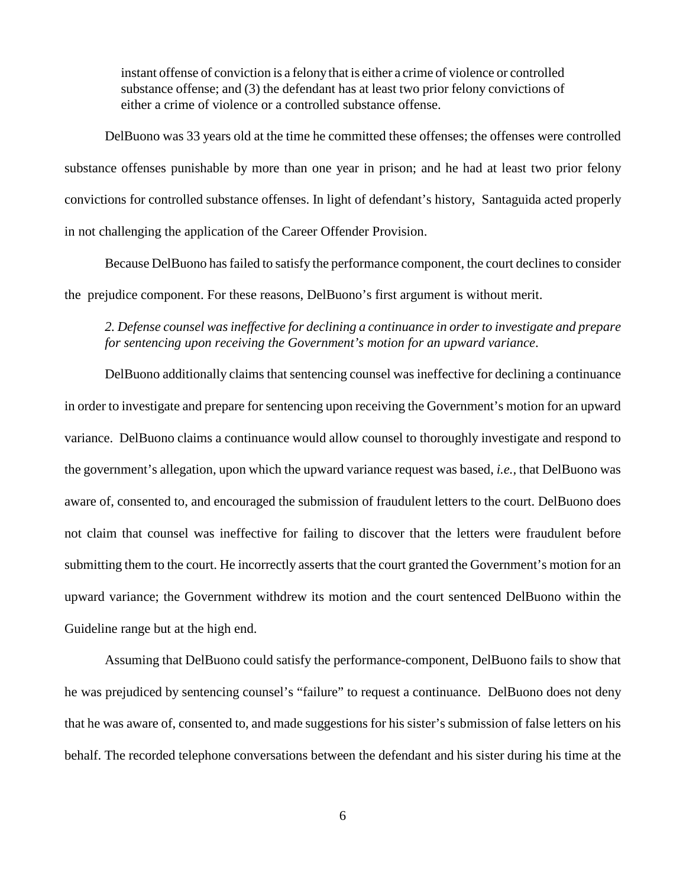> instant offense of conviction is a felony that is either a crime of violence or controlled substance offense; and (3) the defendant has at least two prior felony convictions of either a crime of violence or a controlled substance offense.

DelBuono was 33 years old at the time he committed these offenses; the offenses were controlled substance offenses punishable by more than one year in prison; and he had at least two prior felony convictions for controlled substance offenses. In light of defendant's history, Santaguida acted properly in not challenging the application of the Career Offender Provision.

Because DelBuono has failed to satisfy the performance component, the court declines to consider the prejudice component. For these reasons, DelBuono's first argument is without merit.

*2. Defense counsel was ineffective for declining a continuance in order to investigate and prepare for sentencing upon receiving the Government's motion for an upward variance.*

DelBuono additionally claims that sentencing counsel was ineffective for declining a continuance in order to investigate and prepare for sentencing upon receiving the Government's motion for an upward variance. DelBuono claims a continuance would allow counsel to thoroughly investigate and respond to the government's allegation, upon which the upward variance request was based, *i.e.*, that DelBuono was aware of, consented to, and encouraged the submission of fraudulent letters to the court. DelBuono does not claim that counsel was ineffective for failing to discover that the letters were fraudulent before submitting them to the court. He incorrectly asserts that the court granted the Government's motion for an upward variance; the Government withdrew its motion and the court sentenced DelBuono within the Guideline range but at the high end.

Assuming that DelBuono could satisfy the performance-component, DelBuono fails to show that he was prejudiced by sentencing counsel's "failure" to request a continuance. DelBuono does not deny that he was aware of, consented to, and made suggestions for his sister's submission of false letters on his behalf. The recorded telephone conversations between the defendant and his sister during his time at the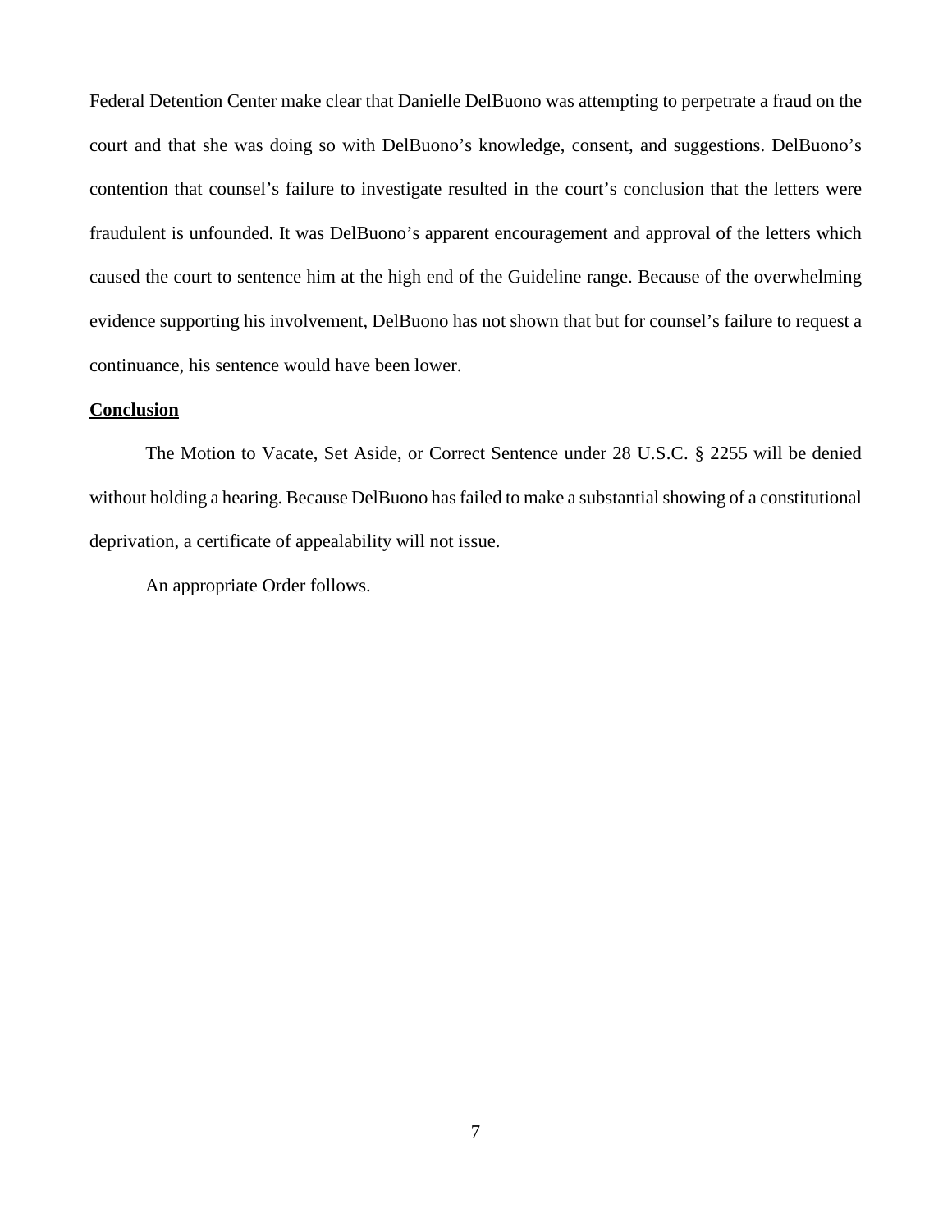Federal Detention Center make clear that Danielle DelBuono was attempting to perpetrate a fraud on the court and that she was doing so with DelBuono's knowledge, consent, and suggestions. DelBuono's contention that counsel's failure to investigate resulted in the court's conclusion that the letters were fraudulent is unfounded. It was DelBuono's apparent encouragement and approval of the letters which caused the court to sentence him at the high end of the Guideline range. Because of the overwhelming evidence supporting his involvement, DelBuono has not shown that but for counsel's failure to request a continuance, his sentence would have been lower.

**Conclusion**

The Motion to Vacate, Set Aside, or Correct Sentence under 28 U.S.C. § 2255 will be denied without holding a hearing. Because DelBuono has failed to make a substantial showing of a constitutional deprivation, a certificate of appealability will not issue.

An appropriate Order follows.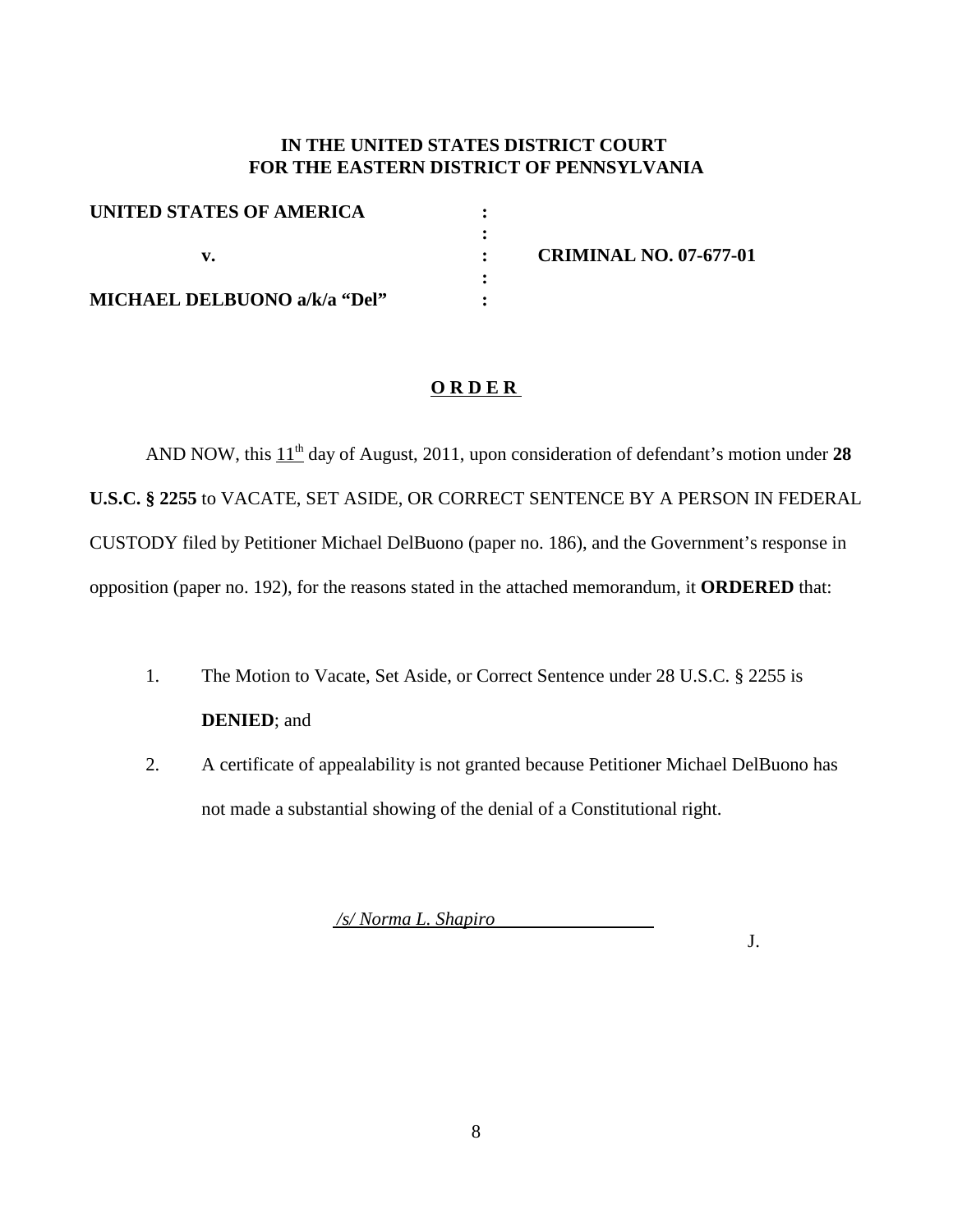**IN THE UNITED STATES DISTRICT COURT**
**FOR THE EASTERN DISTRICT OF PENNSYLVANIA**

| | | |
|---|---|---|
| **UNITED STATES OF AMERICA** | : | |
| | : | |
| **v.** | : | **CRIMINAL NO. 07-677-01** |
| | : | |
| **MICHAEL DELBUONO a/k/a "Del"** | : | |

**O R D E R**

AND NOW, this 11th day of August, 2011, upon consideration of defendant's motion under **28 U.S.C. § 2255** to VACATE, SET ASIDE, OR CORRECT SENTENCE BY A PERSON IN FEDERAL CUSTODY filed by Petitioner Michael DelBuono (paper no. 186), and the Government's response in opposition (paper no. 192), for the reasons stated in the attached memorandum, it **ORDERED** that:

1. The Motion to Vacate, Set Aside, or Correct Sentence under 28 U.S.C. § 2255 is **DENIED**; and

2. A certificate of appealability is not granted because Petitioner Michael DelBuono has not made a substantial showing of the denial of a Constitutional right.

*/s/ Norma L. Shapiro*

J.